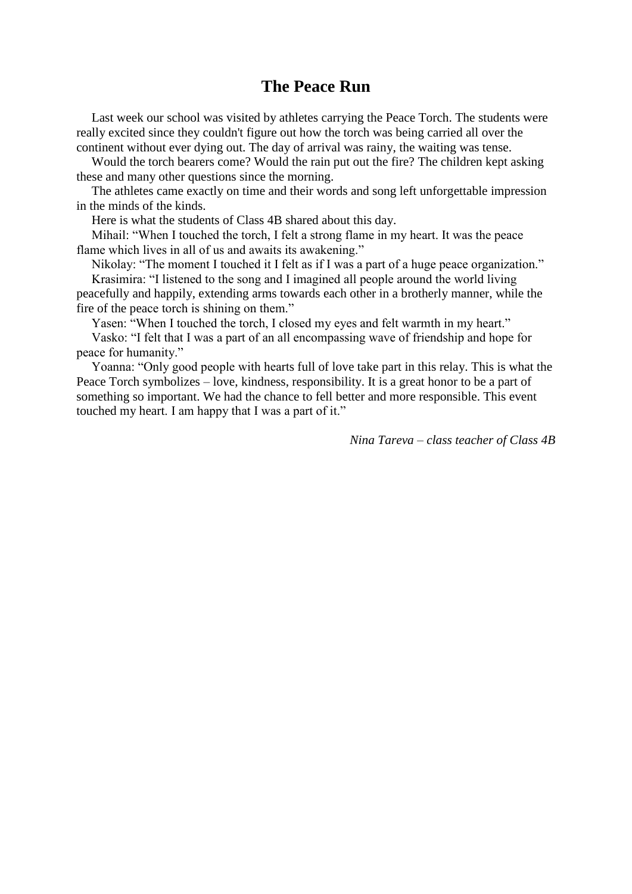# The Peace Run

Last week our school was visited by athletes carrying the Peace Torch. The students were really excited since they couldn't figure out how the torch was being carried all over the continent without ever dying out. The day of arrival was rainy, the waiting was tense.

Would the torch bearers come? Would the rain put out the fire? The children kept asking these and many other questions since the morning.

The athletes came exactly on time and their words and song left unforgettable impression in the minds of the kinds.

Here is what the students of Class 4B shared about this day.

Mihail: “When I touched the torch, I felt a strong flame in my heart. It was the peace flame which lives in all of us and awaits its awakening.”

Nikolay: “The moment I touched it I felt as if I was a part of a huge peace organization.”

Krasimira: “I listened to the song and I imagined all people around the world living peacefully and happily, extending arms towards each other in a brotherly manner, while the fire of the peace torch is shining on them.”

Yasen: “When I touched the torch, I closed my eyes and felt warmth in my heart.”

Vasko: “I felt that I was a part of an all encompassing wave of friendship and hope for peace for humanity.”

Yoanna: “Only good people with hearts full of love take part in this relay. This is what the Peace Torch symbolizes – love, kindness, responsibility. It is a great honor to be a part of something so important. We had the chance to fell better and more responsible. This event touched my heart. I am happy that I was a part of it.”

*Nina Tareva – class teacher of Class 4B*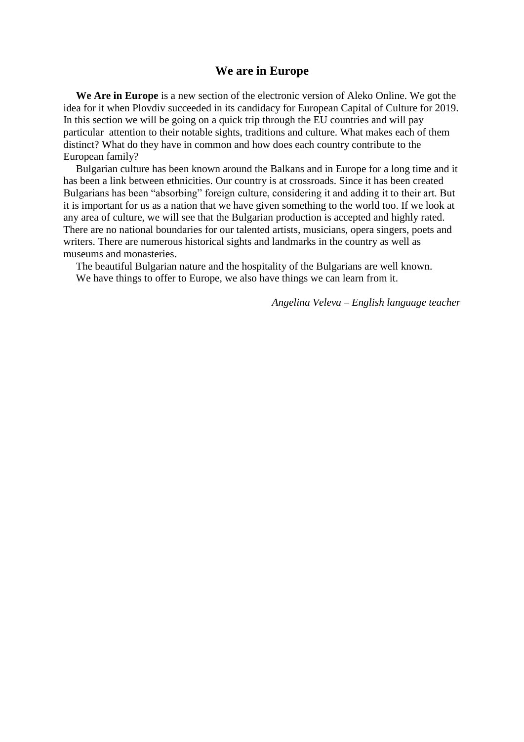# We are in Europe

**We Are in Europe** is a new section of the electronic version of Aleko Online. We got the idea for it when Plovdiv succeeded in its candidacy for European Capital of Culture for 2019. In this section we will be going on a quick trip through the EU countries and will pay particular attention to their notable sights, traditions and culture. What makes each of them distinct? What do they have in common and how does each country contribute to the European family?

Bulgarian culture has been known around the Balkans and in Europe for a long time and it has been a link between ethnicities. Our country is at crossroads. Since it has been created Bulgarians has been "absorbing" foreign culture, considering it and adding it to their art. But it is important for us as a nation that we have given something to the world too. If we look at any area of culture, we will see that the Bulgarian production is accepted and highly rated. There are no national boundaries for our talented artists, musicians, opera singers, poets and writers. There are numerous historical sights and landmarks in the country as well as museums and monasteries.

The beautiful Bulgarian nature and the hospitality of the Bulgarians are well known.

We have things to offer to Europe, we also have things we can learn from it.

*Angelina Veleva – English language teacher*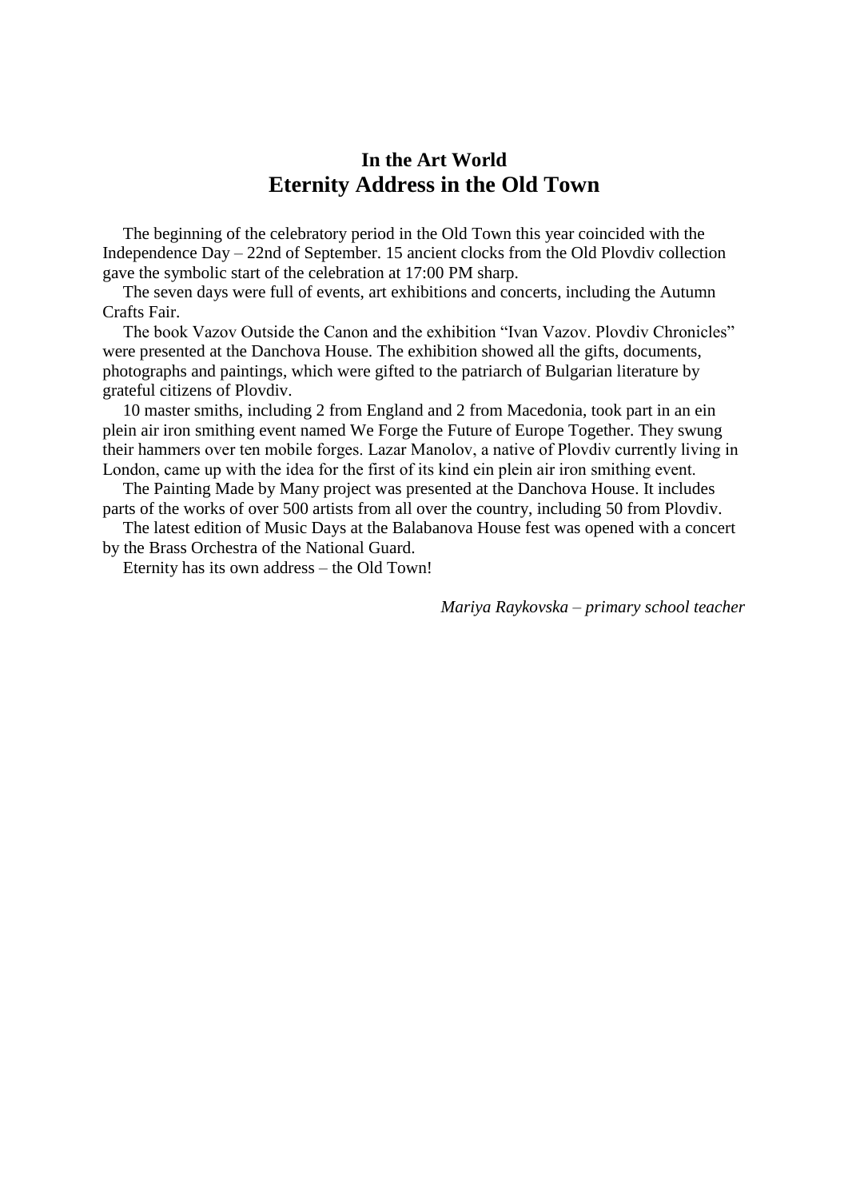## In the Art World

# Eternity Address in the Old Town

The beginning of the celebratory period in the Old Town this year coincided with the Independence Day – 22nd of September. 15 ancient clocks from the Old Plovdiv collection gave the symbolic start of the celebration at 17:00 PM sharp.

The seven days were full of events, art exhibitions and concerts, including the Autumn Crafts Fair.

The book Vazov Outside the Canon and the exhibition "Ivan Vazov. Plovdiv Chronicles" were presented at the Danchova House. The exhibition showed all the gifts, documents, photographs and paintings, which were gifted to the patriarch of Bulgarian literature by grateful citizens of Plovdiv.

10 master smiths, including 2 from England and 2 from Macedonia, took part in an ein plein air iron smithing event named We Forge the Future of Europe Together. They swung their hammers over ten mobile forges. Lazar Manolov, a native of Plovdiv currently living in London, came up with the idea for the first of its kind ein plein air iron smithing event.

The Painting Made by Many project was presented at the Danchova House. It includes parts of the works of over 500 artists from all over the country, including 50 from Plovdiv.

The latest edition of Music Days at the Balabanova House fest was opened with a concert by the Brass Orchestra of the National Guard.

Eternity has its own address – the Old Town!

*Mariya Raykovska – primary school teacher*